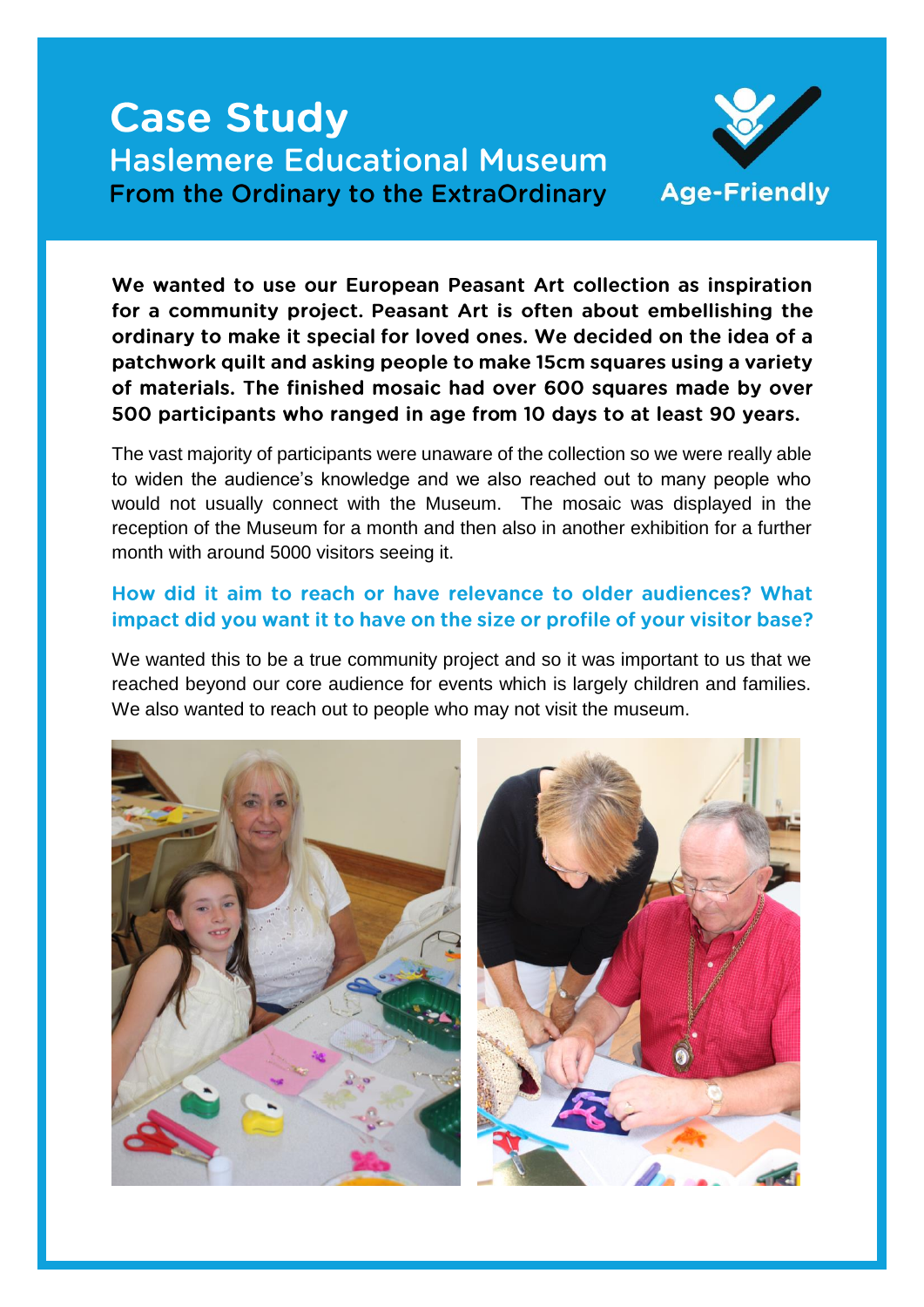# Case Study

## Haslemere Educational Museum

### From the Ordinary to the ExtraOrdinary

Age-Friendly

**We wanted to use our European Peasant Art collection as inspiration for a community project. Peasant Art is often about embellishing the ordinary to make it special for loved ones. We decided on the idea of a patchwork quilt and asking people to make 15cm squares using a variety of materials. The finished mosaic had over 600 squares made by over 500 participants who ranged in age from 10 days to at least 90 years.**

The vast majority of participants were unaware of the collection so we were really able to widen the audience's knowledge and we also reached out to many people who would not usually connect with the Museum. The mosaic was displayed in the reception of the Museum for a month and then also in another exhibition for a further month with around 5000 visitors seeing it.

### How did it aim to reach or have relevance to older audiences? What impact did you want it to have on the size or profile of your visitor base?

We wanted this to be a true community project and so it was important to us that we reached beyond our core audience for events which is largely children and families. We also wanted to reach out to people who may not visit the museum.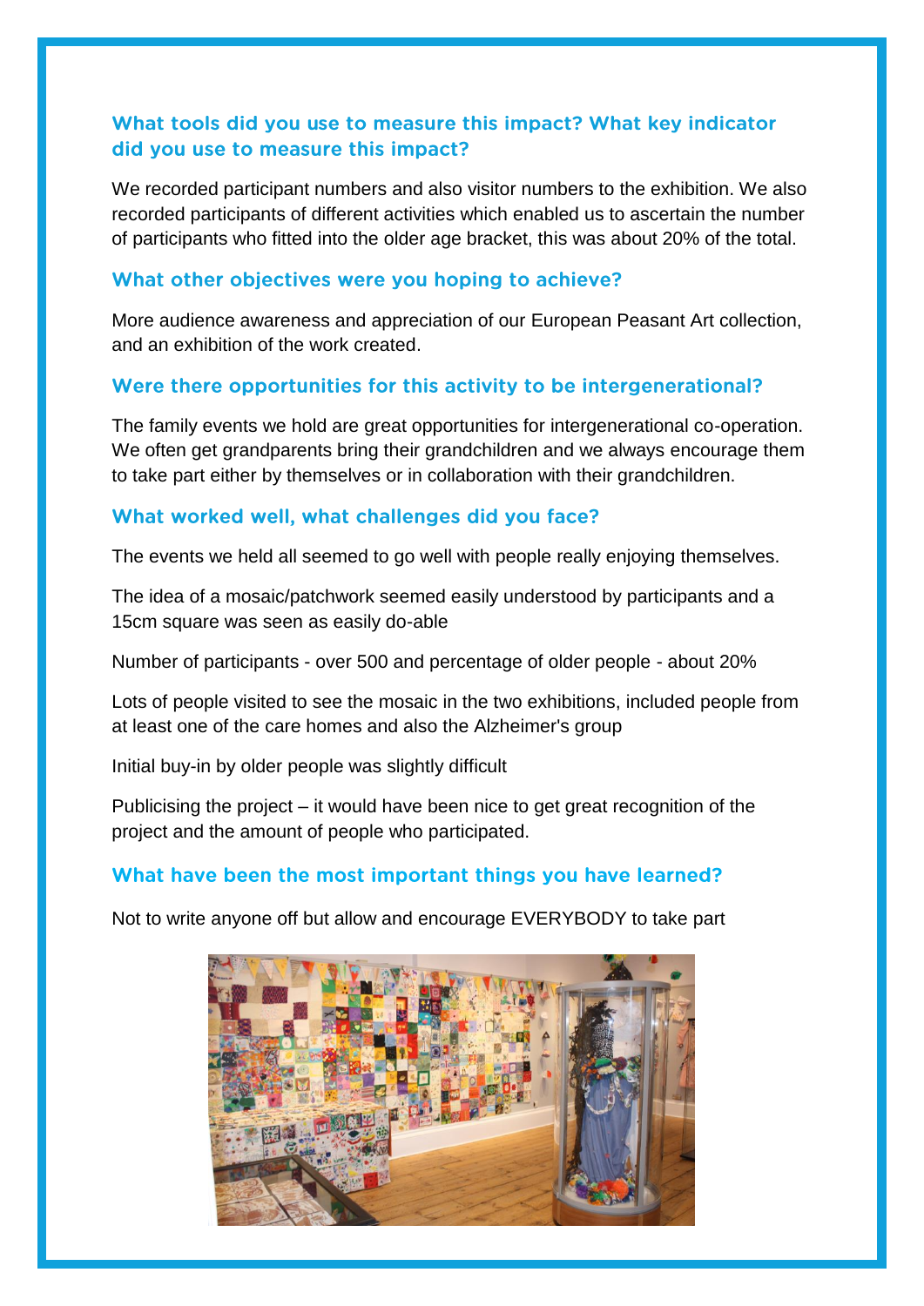### What tools did you use to measure this impact? What key indicator did you use to measure this impact?

We recorded participant numbers and also visitor numbers to the exhibition. We also recorded participants of different activities which enabled us to ascertain the number of participants who fitted into the older age bracket, this was about 20% of the total.

### What other objectives were you hoping to achieve?

More audience awareness and appreciation of our European Peasant Art collection, and an exhibition of the work created.

### Were there opportunities for this activity to be intergenerational?

The family events we hold are great opportunities for intergenerational co-operation. We often get grandparents bring their grandchildren and we always encourage them to take part either by themselves or in collaboration with their grandchildren.

### What worked well, what challenges did you face?

The events we held all seemed to go well with people really enjoying themselves.

The idea of a mosaic/patchwork seemed easily understood by participants and a 15cm square was seen as easily do-able

Number of participants - over 500 and percentage of older people - about 20%

Lots of people visited to see the mosaic in the two exhibitions, included people from at least one of the care homes and also the Alzheimer's group

Initial buy-in by older people was slightly difficult

Publicising the project – it would have been nice to get great recognition of the project and the amount of people who participated.

### What have been the most important things you have learned?

Not to write anyone off but allow and encourage EVERYBODY to take part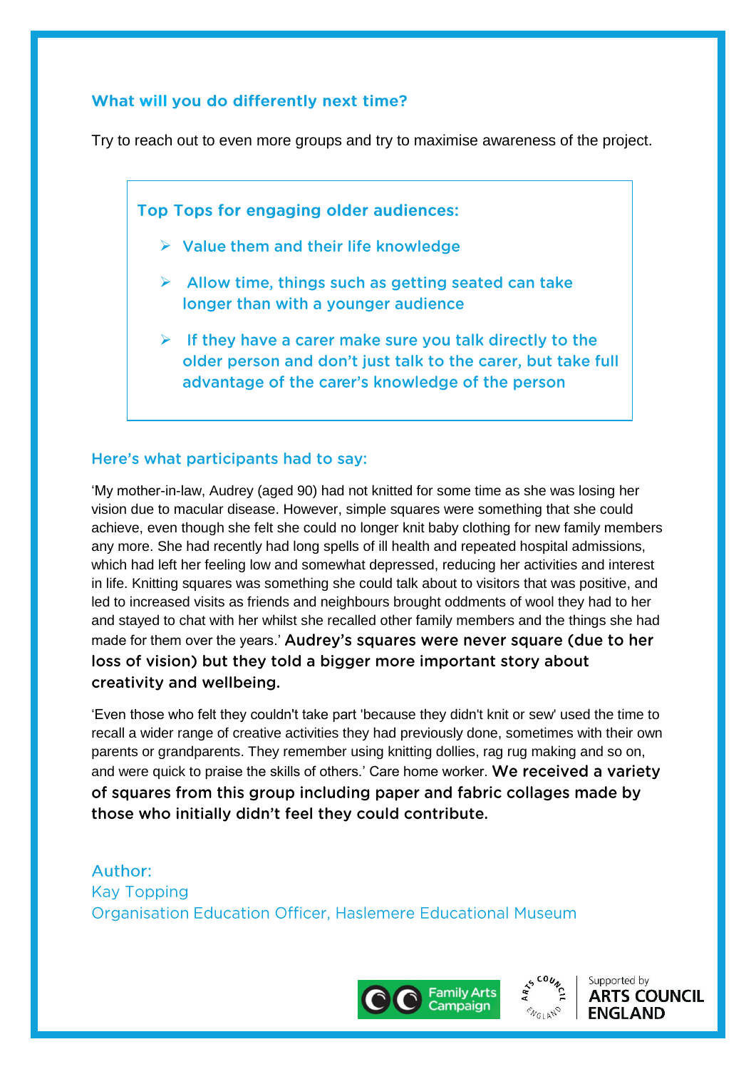## What will you do differently next time?

Try to reach out to even more groups and try to maximise awareness of the project.

> **Top Tops for engaging older audiences:**
>
> - Value them and their life knowledge
> - Allow time, things such as getting seated can take longer than with a younger audience
> - If they have a carer make sure you talk directly to the older person and don't just talk to the carer, but take full advantage of the carer's knowledge of the person

## Here's what participants had to say:

'My mother-in-law, Audrey (aged 90) had not knitted for some time as she was losing her vision due to macular disease. However, simple squares were something that she could achieve, even though she felt she could no longer knit baby clothing for new family members any more. She had recently had long spells of ill health and repeated hospital admissions, which had left her feeling low and somewhat depressed, reducing her activities and interest in life. Knitting squares was something she could talk about to visitors that was positive, and led to increased visits as friends and neighbours brought oddments of wool they had to her and stayed to chat with her whilst she recalled other family members and the things she had made for them over the years.' Audrey's squares were never square (due to her loss of vision) but they told a bigger more important story about creativity and wellbeing.

'Even those who felt they couldn't take part 'because they didn't knit or sew' used the time to recall a wider range of creative activities they had previously done, sometimes with their own parents or grandparents. They remember using knitting dollies, rag rug making and so on, and were quick to praise the skills of others.' Care home worker. We received a variety of squares from this group including paper and fabric collages made by those who initially didn't feel they could contribute.

Author:
Kay Topping
Organisation Education Officer, Haslemere Educational Museum

Family Arts Campaign

Supported by ARTS COUNCIL ENGLAND